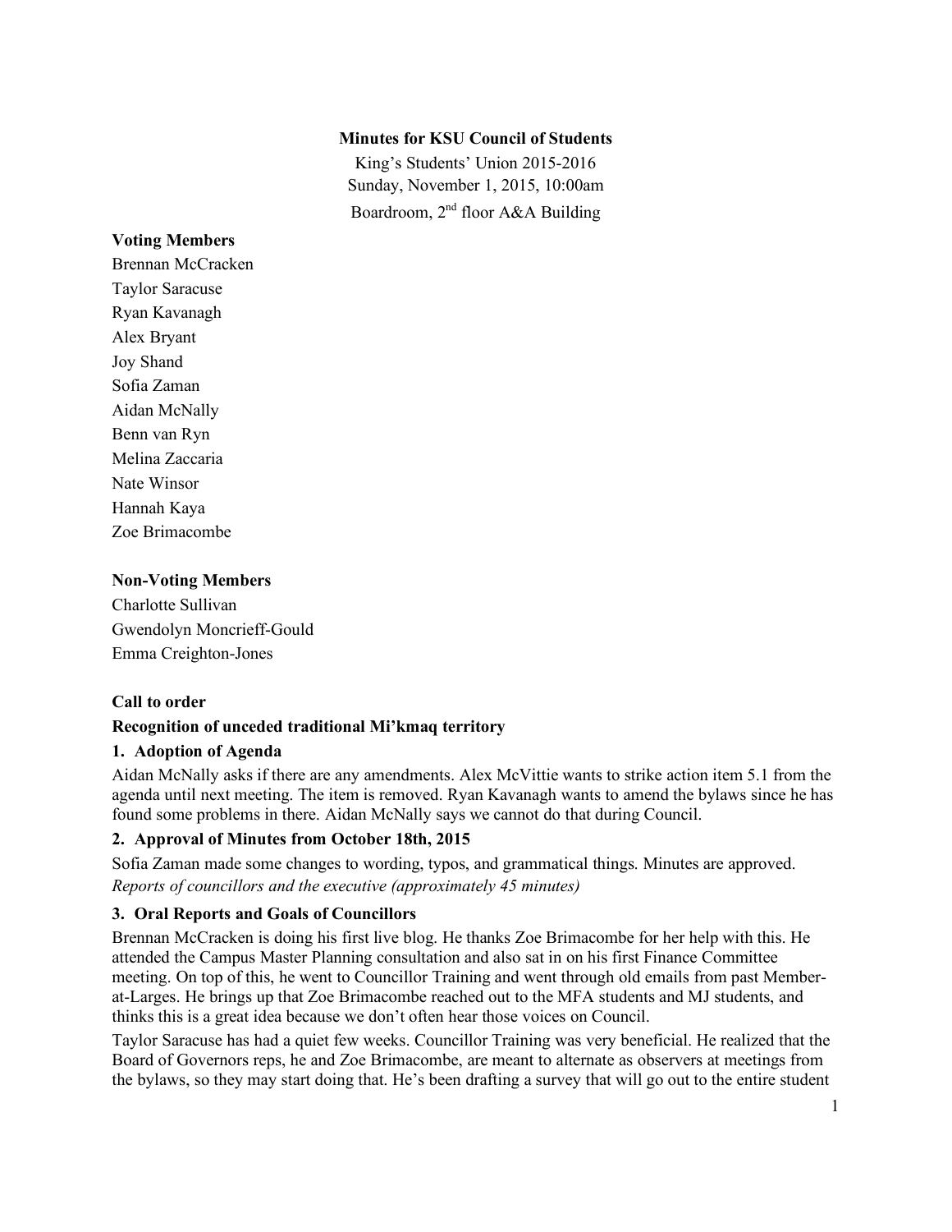**Minutes for KSU Council of Students**

King's Students' Union 2015-2016

Sunday, November 1, 2015, 10:00am

Boardroom, 2nd floor A&A Building

**Voting Members**

Brennan McCracken
Taylor Saracuse
Ryan Kavanagh
Alex Bryant
Joy Shand
Sofia Zaman
Aidan McNally
Benn van Ryn
Melina Zaccaria
Nate Winsor
Hannah Kaya
Zoe Brimacombe

**Non-Voting Members**

Charlotte Sullivan
Gwendolyn Moncrieff-Gould
Emma Creighton-Jones

**Call to order**

**Recognition of unceded traditional Mi'kmaq territory**

**1. Adoption of Agenda**

Aidan McNally asks if there are any amendments. Alex McVittie wants to strike action item 5.1 from the agenda until next meeting. The item is removed. Ryan Kavanagh wants to amend the bylaws since he has found some problems in there. Aidan McNally says we cannot do that during Council.

**2. Approval of Minutes from October 18th, 2015**

Sofia Zaman made some changes to wording, typos, and grammatical things. Minutes are approved.

*Reports of councillors and the executive (approximately 45 minutes)*

**3. Oral Reports and Goals of Councillors**

Brennan McCracken is doing his first live blog. He thanks Zoe Brimacombe for her help with this. He attended the Campus Master Planning consultation and also sat in on his first Finance Committee meeting. On top of this, he went to Councillor Training and went through old emails from past Member-at-Larges. He brings up that Zoe Brimacombe reached out to the MFA students and MJ students, and thinks this is a great idea because we don't often hear those voices on Council.

Taylor Saracuse has had a quiet few weeks. Councillor Training was very beneficial. He realized that the Board of Governors reps, he and Zoe Brimacombe, are meant to alternate as observers at meetings from the bylaws, so they may start doing that. He's been drafting a survey that will go out to the entire student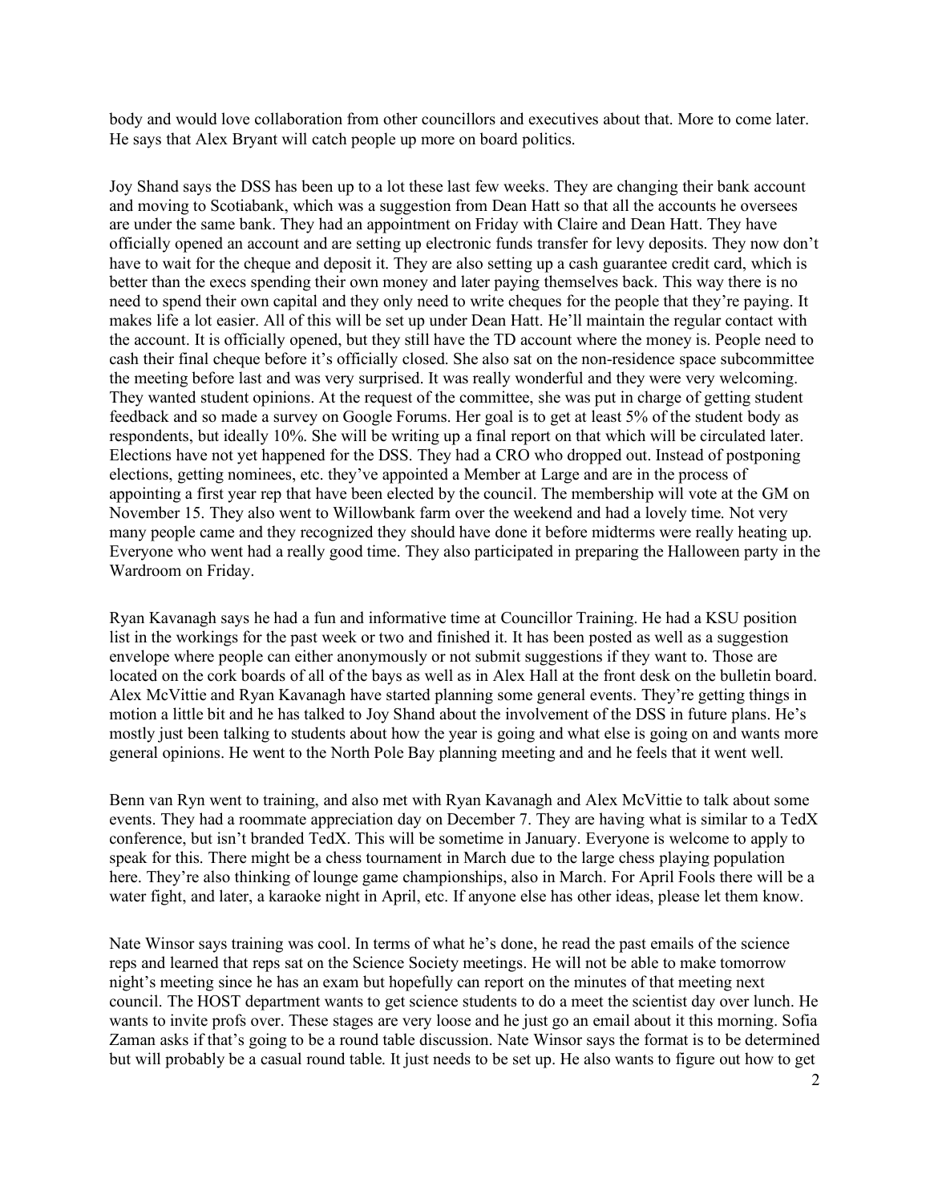body and would love collaboration from other councillors and executives about that. More to come later. He says that Alex Bryant will catch people up more on board politics.

Joy Shand says the DSS has been up to a lot these last few weeks. They are changing their bank account and moving to Scotiabank, which was a suggestion from Dean Hatt so that all the accounts he oversees are under the same bank. They had an appointment on Friday with Claire and Dean Hatt. They have officially opened an account and are setting up electronic funds transfer for levy deposits. They now don't have to wait for the cheque and deposit it. They are also setting up a cash guarantee credit card, which is better than the execs spending their own money and later paying themselves back. This way there is no need to spend their own capital and they only need to write cheques for the people that they're paying. It makes life a lot easier. All of this will be set up under Dean Hatt. He'll maintain the regular contact with the account. It is officially opened, but they still have the TD account where the money is. People need to cash their final cheque before it's officially closed. She also sat on the non-residence space subcommittee the meeting before last and was very surprised. It was really wonderful and they were very welcoming. They wanted student opinions. At the request of the committee, she was put in charge of getting student feedback and so made a survey on Google Forums. Her goal is to get at least 5% of the student body as respondents, but ideally 10%. She will be writing up a final report on that which will be circulated later. Elections have not yet happened for the DSS. They had a CRO who dropped out. Instead of postponing elections, getting nominees, etc. they've appointed a Member at Large and are in the process of appointing a first year rep that have been elected by the council. The membership will vote at the GM on November 15. They also went to Willowbank farm over the weekend and had a lovely time. Not very many people came and they recognized they should have done it before midterms were really heating up. Everyone who went had a really good time. They also participated in preparing the Halloween party in the Wardroom on Friday.

Ryan Kavanagh says he had a fun and informative time at Councillor Training. He had a KSU position list in the workings for the past week or two and finished it. It has been posted as well as a suggestion envelope where people can either anonymously or not submit suggestions if they want to. Those are located on the cork boards of all of the bays as well as in Alex Hall at the front desk on the bulletin board. Alex McVittie and Ryan Kavanagh have started planning some general events. They're getting things in motion a little bit and he has talked to Joy Shand about the involvement of the DSS in future plans. He's mostly just been talking to students about how the year is going and what else is going on and wants more general opinions. He went to the North Pole Bay planning meeting and and he feels that it went well.

Benn van Ryn went to training, and also met with Ryan Kavanagh and Alex McVittie to talk about some events. They had a roommate appreciation day on December 7. They are having what is similar to a TedX conference, but isn't branded TedX. This will be sometime in January. Everyone is welcome to apply to speak for this. There might be a chess tournament in March due to the large chess playing population here. They're also thinking of lounge game championships, also in March. For April Fools there will be a water fight, and later, a karaoke night in April, etc. If anyone else has other ideas, please let them know.

Nate Winsor says training was cool. In terms of what he's done, he read the past emails of the science reps and learned that reps sat on the Science Society meetings. He will not be able to make tomorrow night's meeting since he has an exam but hopefully can report on the minutes of that meeting next council. The HOST department wants to get science students to do a meet the scientist day over lunch. He wants to invite profs over. These stages are very loose and he just go an email about it this morning. Sofia Zaman asks if that's going to be a round table discussion. Nate Winsor says the format is to be determined but will probably be a casual round table. It just needs to be set up. He also wants to figure out how to get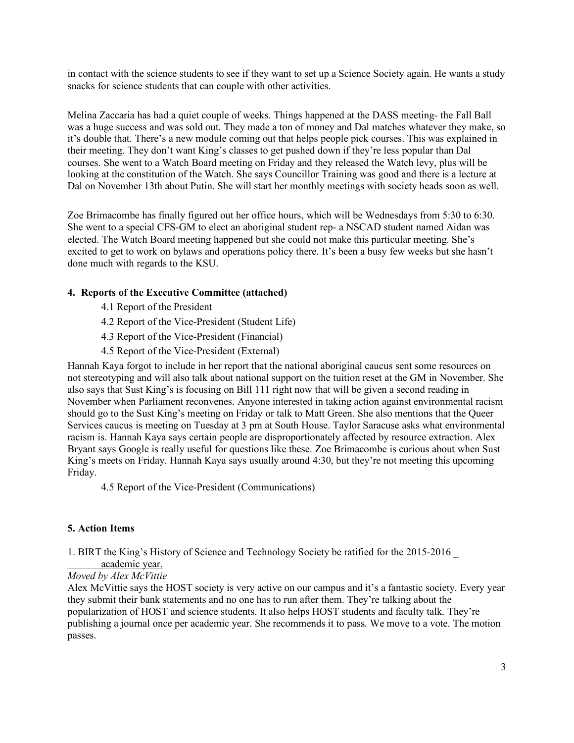in contact with the science students to see if they want to set up a Science Society again. He wants a study snacks for science students that can couple with other activities.

Melina Zaccaria has had a quiet couple of weeks. Things happened at the DASS meeting- the Fall Ball was a huge success and was sold out. They made a ton of money and Dal matches whatever they make, so it's double that. There's a new module coming out that helps people pick courses. This was explained in their meeting. They don't want King's classes to get pushed down if they're less popular than Dal courses. She went to a Watch Board meeting on Friday and they released the Watch levy, plus will be looking at the constitution of the Watch. She says Councillor Training was good and there is a lecture at Dal on November 13th about Putin. She will start her monthly meetings with society heads soon as well.

Zoe Brimacombe has finally figured out her office hours, which will be Wednesdays from 5:30 to 6:30. She went to a special CFS-GM to elect an aboriginal student rep- a NSCAD student named Aidan was elected. The Watch Board meeting happened but she could not make this particular meeting. She's excited to get to work on bylaws and operations policy there. It's been a busy few weeks but she hasn't done much with regards to the KSU.

**4. Reports of the Executive Committee (attached)**

4.1 Report of the President

4.2 Report of the Vice-President (Student Life)

4.3 Report of the Vice-President (Financial)

4.5 Report of the Vice-President (External)

Hannah Kaya forgot to include in her report that the national aboriginal caucus sent some resources on not stereotyping and will also talk about national support on the tuition reset at the GM in November. She also says that Sust King's is focusing on Bill 111 right now that will be given a second reading in November when Parliament reconvenes. Anyone interested in taking action against environmental racism should go to the Sust King's meeting on Friday or talk to Matt Green. She also mentions that the Queer Services caucus is meeting on Tuesday at 3 pm at South House. Taylor Saracuse asks what environmental racism is. Hannah Kaya says certain people are disproportionately affected by resource extraction. Alex Bryant says Google is really useful for questions like these. Zoe Brimacombe is curious about when Sust King's meets on Friday. Hannah Kaya says usually around 4:30, but they're not meeting this upcoming Friday.

4.5 Report of the Vice-President (Communications)

**5. Action Items**

1. <u>BIRT the King's History of Science and Technology Society be ratified for the 2015-2016 academic year.</u>

*Moved by Alex McVittie*

Alex McVittie says the HOST society is very active on our campus and it's a fantastic society. Every year they submit their bank statements and no one has to run after them. They're talking about the popularization of HOST and science students. It also helps HOST students and faculty talk. They're publishing a journal once per academic year. She recommends it to pass. We move to a vote. The motion passes.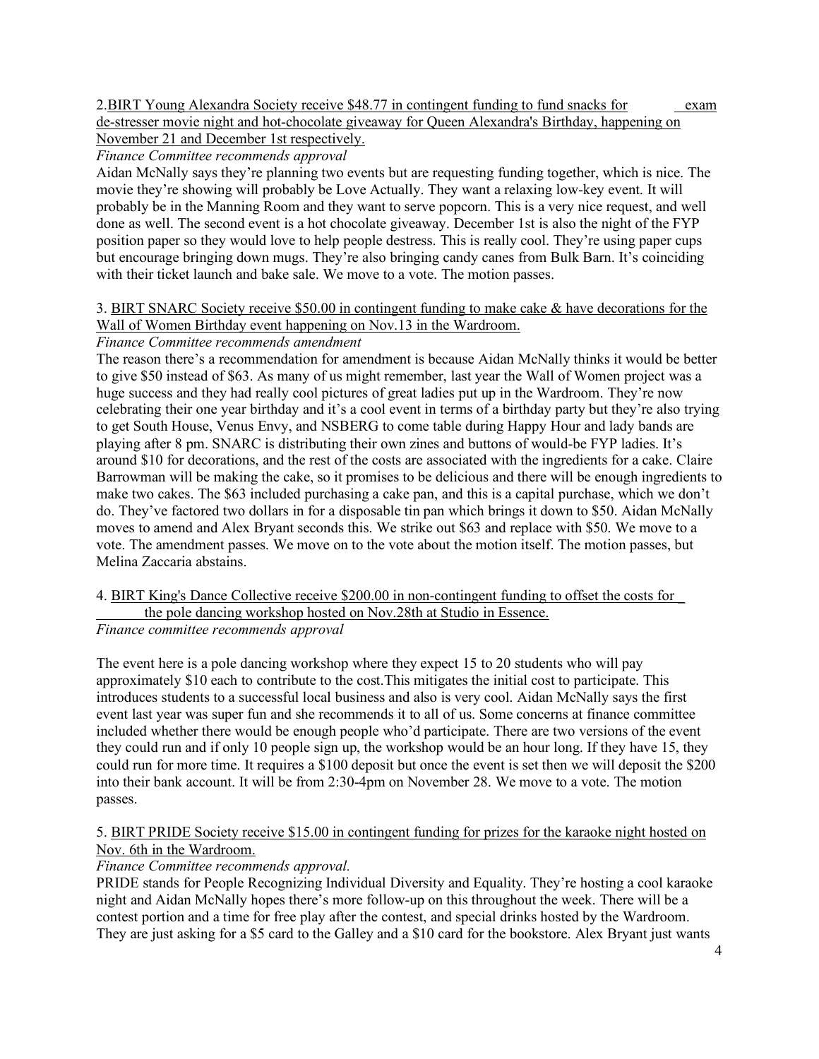2.BIRT Young Alexandra Society receive $48.77 in contingent funding to fund snacks for exam de-stresser movie night and hot-chocolate giveaway for Queen Alexandra's Birthday, happening on November 21 and December 1st respectively.

*Finance Committee recommends approval*

Aidan McNally says they're planning two events but are requesting funding together, which is nice. The movie they're showing will probably be Love Actually. They want a relaxing low-key event. It will probably be in the Manning Room and they want to serve popcorn. This is a very nice request, and well done as well. The second event is a hot chocolate giveaway. December 1st is also the night of the FYP position paper so they would love to help people destress. This is really cool. They're using paper cups but encourage bringing down mugs. They're also bringing candy canes from Bulk Barn. It's coinciding with their ticket launch and bake sale. We move to a vote. The motion passes.

3. BIRT SNARC Society receive $50.00 in contingent funding to make cake & have decorations for the Wall of Women Birthday event happening on Nov.13 in the Wardroom.

*Finance Committee recommends amendment*

The reason there's a recommendation for amendment is because Aidan McNally thinks it would be better to give $50 instead of $63. As many of us might remember, last year the Wall of Women project was a huge success and they had really cool pictures of great ladies put up in the Wardroom. They're now celebrating their one year birthday and it's a cool event in terms of a birthday party but they're also trying to get South House, Venus Envy, and NSBERG to come table during Happy Hour and lady bands are playing after 8 pm. SNARC is distributing their own zines and buttons of would-be FYP ladies. It's around $10 for decorations, and the rest of the costs are associated with the ingredients for a cake. Claire Barrowman will be making the cake, so it promises to be delicious and there will be enough ingredients to make two cakes. The $63 included purchasing a cake pan, and this is a capital purchase, which we don't do. They've factored two dollars in for a disposable tin pan which brings it down to $50. Aidan McNally moves to amend and Alex Bryant seconds this. We strike out $63 and replace with $50. We move to a vote. The amendment passes. We move on to the vote about the motion itself. The motion passes, but Melina Zaccaria abstains.

4. BIRT King's Dance Collective receive $200.00 in non-contingent funding to offset the costs for the pole dancing workshop hosted on Nov.28th at Studio in Essence.

*Finance committee recommends approval*

The event here is a pole dancing workshop where they expect 15 to 20 students who will pay approximately $10 each to contribute to the cost.This mitigates the initial cost to participate. This introduces students to a successful local business and also is very cool. Aidan McNally says the first event last year was super fun and she recommends it to all of us. Some concerns at finance committee included whether there would be enough people who'd participate. There are two versions of the event they could run and if only 10 people sign up, the workshop would be an hour long. If they have 15, they could run for more time. It requires a $100 deposit but once the event is set then we will deposit the $200 into their bank account. It will be from 2:30-4pm on November 28. We move to a vote. The motion passes.

5. BIRT PRIDE Society receive $15.00 in contingent funding for prizes for the karaoke night hosted on Nov. 6th in the Wardroom.

*Finance Committee recommends approval.*

PRIDE stands for People Recognizing Individual Diversity and Equality. They're hosting a cool karaoke night and Aidan McNally hopes there's more follow-up on this throughout the week. There will be a contest portion and a time for free play after the contest, and special drinks hosted by the Wardroom. They are just asking for a $5 card to the Galley and a $10 card for the bookstore. Alex Bryant just wants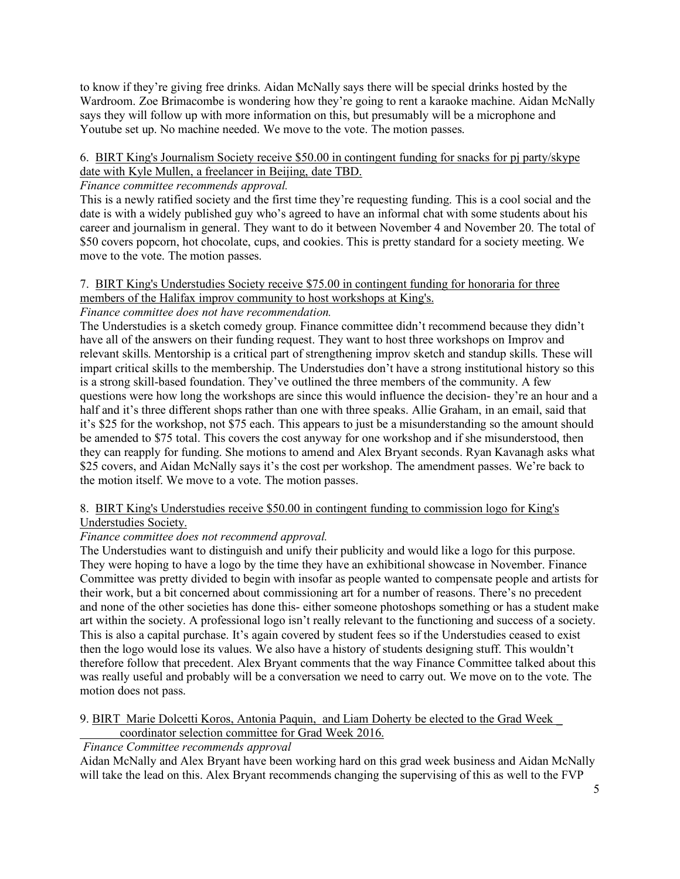to know if they're giving free drinks. Aidan McNally says there will be special drinks hosted by the Wardroom. Zoe Brimacombe is wondering how they're going to rent a karaoke machine. Aidan McNally says they will follow up with more information on this, but presumably will be a microphone and Youtube set up. No machine needed. We move to the vote. The motion passes.

6. <u>BIRT King's Journalism Society receive $50.00 in contingent funding for snacks for pj party/skype date with Kyle Mullen, a freelancer in Beijing, date TBD.</u>

*Finance committee recommends approval.*

This is a newly ratified society and the first time they're requesting funding. This is a cool social and the date is with a widely published guy who's agreed to have an informal chat with some students about his career and journalism in general. They want to do it between November 4 and November 20. The total of $50 covers popcorn, hot chocolate, cups, and cookies. This is pretty standard for a society meeting. We move to the vote. The motion passes.

7. <u>BIRT King's Understudies Society receive $75.00 in contingent funding for honoraria for three members of the Halifax improv community to host workshops at King's.</u>

*Finance committee does not have recommendation.*

The Understudies is a sketch comedy group. Finance committee didn't recommend because they didn't have all of the answers on their funding request. They want to host three workshops on Improv and relevant skills. Mentorship is a critical part of strengthening improv sketch and standup skills. These will impart critical skills to the membership. The Understudies don't have a strong institutional history so this is a strong skill-based foundation. They've outlined the three members of the community. A few questions were how long the workshops are since this would influence the decision- they're an hour and a half and it's three different shops rather than one with three speaks. Allie Graham, in an email, said that it's $25 for the workshop, not $75 each. This appears to just be a misunderstanding so the amount should be amended to $75 total. This covers the cost anyway for one workshop and if she misunderstood, then they can reapply for funding. She motions to amend and Alex Bryant seconds. Ryan Kavanagh asks what $25 covers, and Aidan McNally says it's the cost per workshop. The amendment passes. We're back to the motion itself. We move to a vote. The motion passes.

8. <u>BIRT King's Understudies receive $50.00 in contingent funding to commission logo for King's Understudies Society.</u>

*Finance committee does not recommend approval.*

The Understudies want to distinguish and unify their publicity and would like a logo for this purpose. They were hoping to have a logo by the time they have an exhibitional showcase in November. Finance Committee was pretty divided to begin with insofar as people wanted to compensate people and artists for their work, but a bit concerned about commissioning art for a number of reasons. There's no precedent and none of the other societies has done this- either someone photoshops something or has a student make art within the society. A professional logo isn't really relevant to the functioning and success of a society. This is also a capital purchase. It's again covered by student fees so if the Understudies ceased to exist then the logo would lose its values. We also have a history of students designing stuff. This wouldn't therefore follow that precedent. Alex Bryant comments that the way Finance Committee talked about this was really useful and probably will be a conversation we need to carry out. We move on to the vote. The motion does not pass.

9. <u>BIRT Marie Dolcetti Koros, Antonia Paquin, and Liam Doherty be elected to the Grad Week coordinator selection committee for Grad Week 2016.</u>

*Finance Committee recommends approval*

Aidan McNally and Alex Bryant have been working hard on this grad week business and Aidan McNally will take the lead on this. Alex Bryant recommends changing the supervising of this as well to the FVP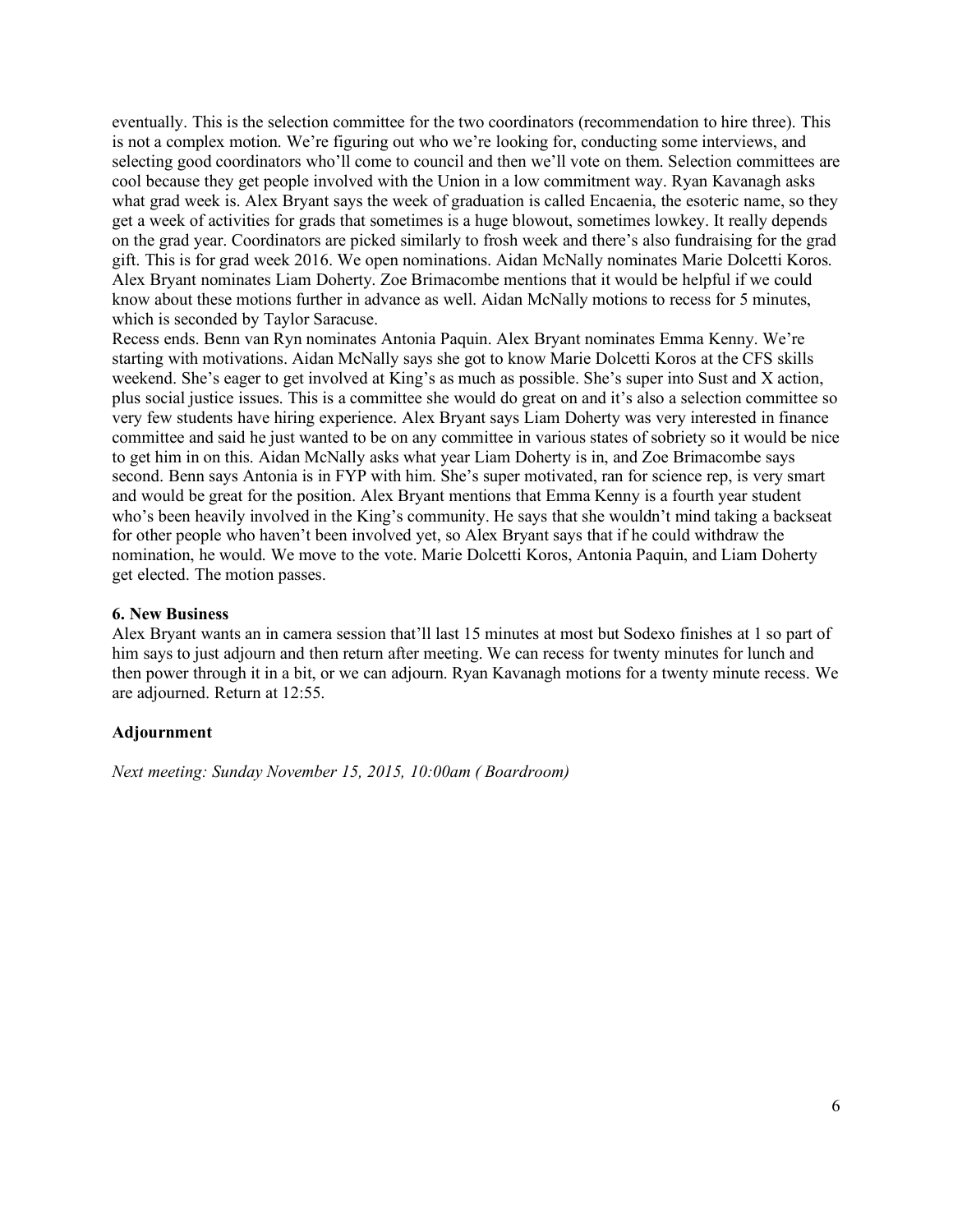eventually. This is the selection committee for the two coordinators (recommendation to hire three). This is not a complex motion. We're figuring out who we're looking for, conducting some interviews, and selecting good coordinators who'll come to council and then we'll vote on them. Selection committees are cool because they get people involved with the Union in a low commitment way. Ryan Kavanagh asks what grad week is. Alex Bryant says the week of graduation is called Encaenia, the esoteric name, so they get a week of activities for grads that sometimes is a huge blowout, sometimes lowkey. It really depends on the grad year. Coordinators are picked similarly to frosh week and there's also fundraising for the grad gift. This is for grad week 2016. We open nominations. Aidan McNally nominates Marie Dolcetti Koros. Alex Bryant nominates Liam Doherty. Zoe Brimacombe mentions that it would be helpful if we could know about these motions further in advance as well. Aidan McNally motions to recess for 5 minutes, which is seconded by Taylor Saracuse.

Recess ends. Benn van Ryn nominates Antonia Paquin. Alex Bryant nominates Emma Kenny. We're starting with motivations. Aidan McNally says she got to know Marie Dolcetti Koros at the CFS skills weekend. She's eager to get involved at King's as much as possible. She's super into Sust and X action, plus social justice issues. This is a committee she would do great on and it's also a selection committee so very few students have hiring experience. Alex Bryant says Liam Doherty was very interested in finance committee and said he just wanted to be on any committee in various states of sobriety so it would be nice to get him in on this. Aidan McNally asks what year Liam Doherty is in, and Zoe Brimacombe says second. Benn says Antonia is in FYP with him. She's super motivated, ran for science rep, is very smart and would be great for the position. Alex Bryant mentions that Emma Kenny is a fourth year student who's been heavily involved in the King's community. He says that she wouldn't mind taking a backseat for other people who haven't been involved yet, so Alex Bryant says that if he could withdraw the nomination, he would. We move to the vote. Marie Dolcetti Koros, Antonia Paquin, and Liam Doherty get elected. The motion passes.

**6. New Business**

Alex Bryant wants an in camera session that'll last 15 minutes at most but Sodexo finishes at 1 so part of him says to just adjourn and then return after meeting. We can recess for twenty minutes for lunch and then power through it in a bit, or we can adjourn. Ryan Kavanagh motions for a twenty minute recess. We are adjourned. Return at 12:55.

**Adjournment**

*Next meeting: Sunday November 15, 2015, 10:00am ( Boardroom)*